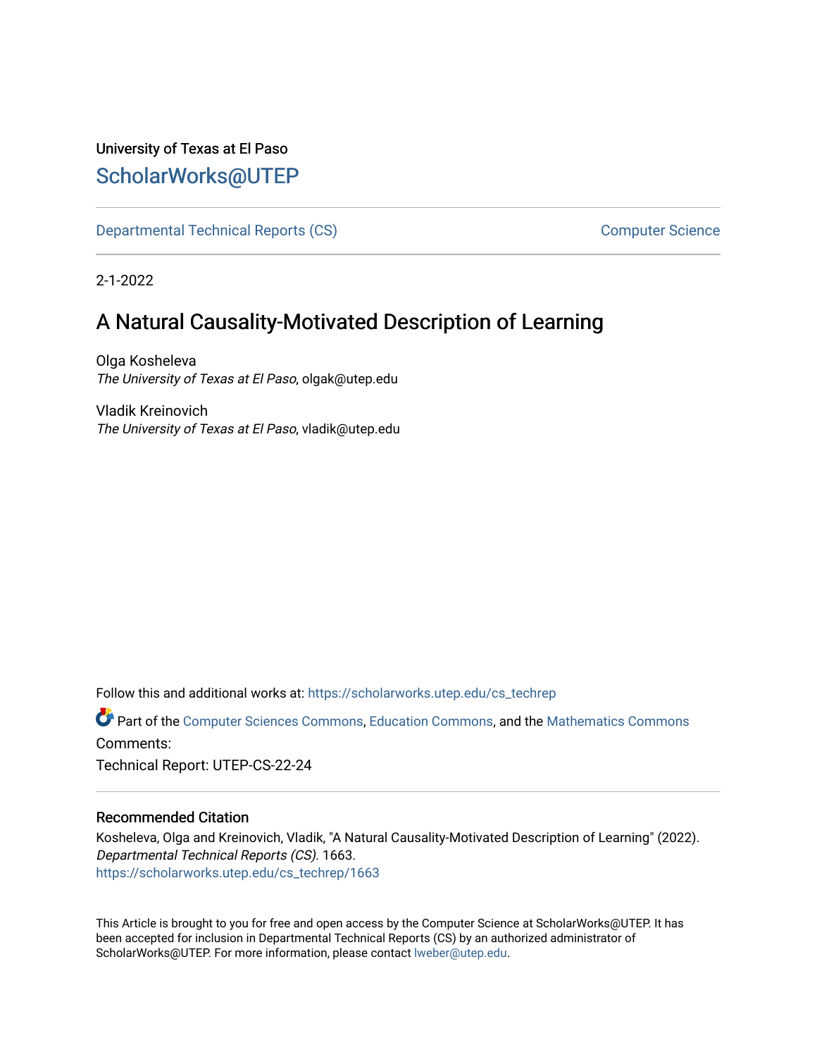University of Texas at El Paso

ScholarWorks@UTEP

Departmental Technical Reports (CS) | Computer Science

2-1-2022

# A Natural Causality-Motivated Description of Learning

Olga Kosheleva
*The University of Texas at El Paso*, olgak@utep.edu

Vladik Kreinovich
*The University of Texas at El Paso*, vladik@utep.edu

Follow this and additional works at: https://scholarworks.utep.edu/cs_techrep

Part of the Computer Sciences Commons, Education Commons, and the Mathematics Commons

Comments:

Technical Report: UTEP-CS-22-24

### Recommended Citation

Kosheleva, Olga and Kreinovich, Vladik, "A Natural Causality-Motivated Description of Learning" (2022). *Departmental Technical Reports (CS)*. 1663.
https://scholarworks.utep.edu/cs_techrep/1663

This Article is brought to you for free and open access by the Computer Science at ScholarWorks@UTEP. It has been accepted for inclusion in Departmental Technical Reports (CS) by an authorized administrator of ScholarWorks@UTEP. For more information, please contact lweber@utep.edu.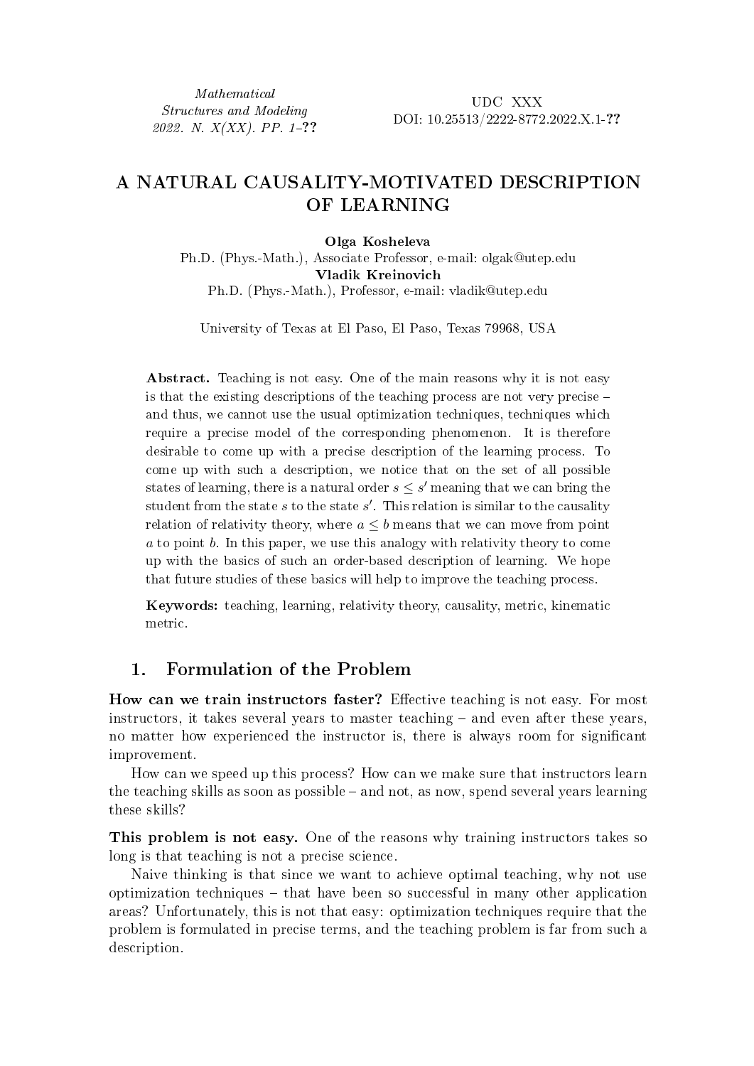# A NATURAL CAUSALITY-MOTIVATED DESCRIPTION OF LEARNING

**Olga Kosheleva**
Ph.D. (Phys.-Math.), Associate Professor, e-mail: olgak@utep.edu
**Vladik Kreinovich**
Ph.D. (Phys.-Math.), Professor, e-mail: vladik@utep.edu

University of Texas at El Paso, El Paso, Texas 79968, USA

**Abstract.** Teaching is not easy. One of the main reasons why it is not easy is that the existing descriptions of the teaching process are not very precise – and thus, we cannot use the usual optimization techniques, techniques which require a precise model of the corresponding phenomenon. It is therefore desirable to come up with a precise description of the learning process. To come up with such a description, we notice that on the set of all possible states of learning, there is a natural order $s \leq s'$ meaning that we can bring the student from the state $s$ to the state $s'$. This relation is similar to the causality relation of relativity theory, where $a \leq b$ means that we can move from point $a$ to point $b$. In this paper, we use this analogy with relativity theory to come up with the basics of such an order-based description of learning. We hope that future studies of these basics will help to improve the teaching process.

**Keywords:** teaching, learning, relativity theory, causality, metric, kinematic metric.

## 1. Formulation of the Problem

**How can we train instructors faster?** Effective teaching is not easy. For most instructors, it takes several years to master teaching – and even after these years, no matter how experienced the instructor is, there is always room for significant improvement.

How can we speed up this process? How can we make sure that instructors learn the teaching skills as soon as possible – and not, as now, spend several years learning these skills?

**This problem is not easy.** One of the reasons why training instructors takes so long is that teaching is not a precise science.

Naive thinking is that since we want to achieve optimal teaching, why not use optimization techniques – that have been so successful in many other application areas? Unfortunately, this is not that easy: optimization techniques require that the problem is formulated in precise terms, and the teaching problem is far from such a description.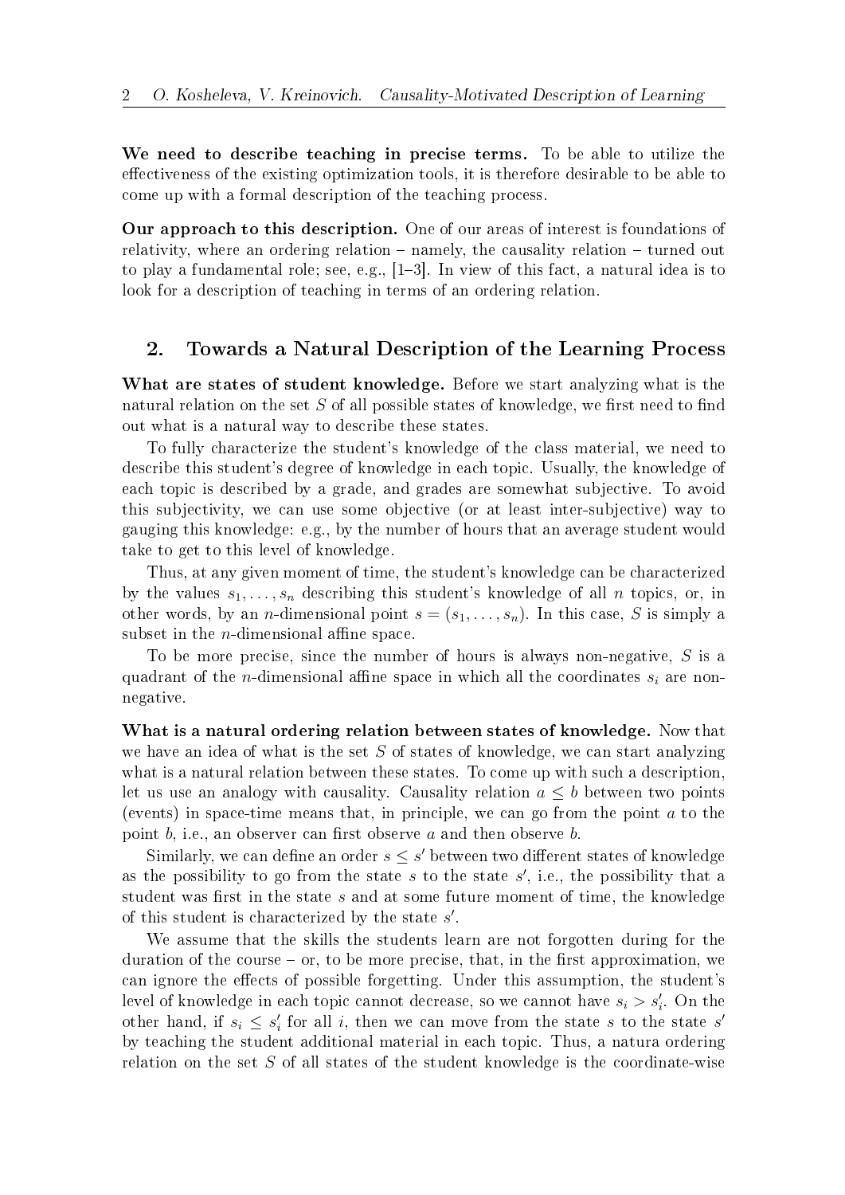**We need to describe teaching in precise terms.** To be able to utilize the effectiveness of the existing optimization tools, it is therefore desirable to be able to come up with a formal description of the teaching process.

**Our approach to this description.** One of our areas of interest is foundations of relativity, where an ordering relation – namely, the causality relation – turned out to play a fundamental role; see, e.g., [1–3]. In view of this fact, a natural idea is to look for a description of teaching in terms of an ordering relation.

## 2. Towards a Natural Description of the Learning Process

**What are states of student knowledge.** Before we start analyzing what is the natural relation on the set $S$ of all possible states of knowledge, we first need to find out what is a natural way to describe these states.

To fully characterize the student's knowledge of the class material, we need to describe this student's degree of knowledge in each topic. Usually, the knowledge of each topic is described by a grade, and grades are somewhat subjective. To avoid this subjectivity, we can use some objective (or at least inter-subjective) way to gauging this knowledge: e.g., by the number of hours that an average student would take to get to this level of knowledge.

Thus, at any given moment of time, the student's knowledge can be characterized by the values $s_1, \ldots, s_n$ describing this student's knowledge of all $n$ topics, or, in other words, by an $n$-dimensional point $s = (s_1, \ldots, s_n)$. In this case, $S$ is simply a subset in the $n$-dimensional affine space.

To be more precise, since the number of hours is always non-negative, $S$ is a quadrant of the $n$-dimensional affine space in which all the coordinates $s_i$ are non-negative.

**What is a natural ordering relation between states of knowledge.** Now that we have an idea of what is the set $S$ of states of knowledge, we can start analyzing what is a natural relation between these states. To come up with such a description, let us use an analogy with causality. Causality relation $a \le b$ between two points (events) in space-time means that, in principle, we can go from the point $a$ to the point $b$, i.e., an observer can first observe $a$ and then observe $b$.

Similarly, we can define an order $s \le s'$ between two different states of knowledge as the possibility to go from the state $s$ to the state $s'$, i.e., the possibility that a student was first in the state $s$ and at some future moment of time, the knowledge of this student is characterized by the state $s'$.

We assume that the skills the students learn are not forgotten during for the duration of the course – or, to be more precise, that, in the first approximation, we can ignore the effects of possible forgetting. Under this assumption, the student's level of knowledge in each topic cannot decrease, so we cannot have $s_i > s'_i$. On the other hand, if $s_i \le s'_i$ for all $i$, then we can move from the state $s$ to the state $s'$ by teaching the student additional material in each topic. Thus, a natura ordering relation on the set $S$ of all states of the student knowledge is the coordinate-wise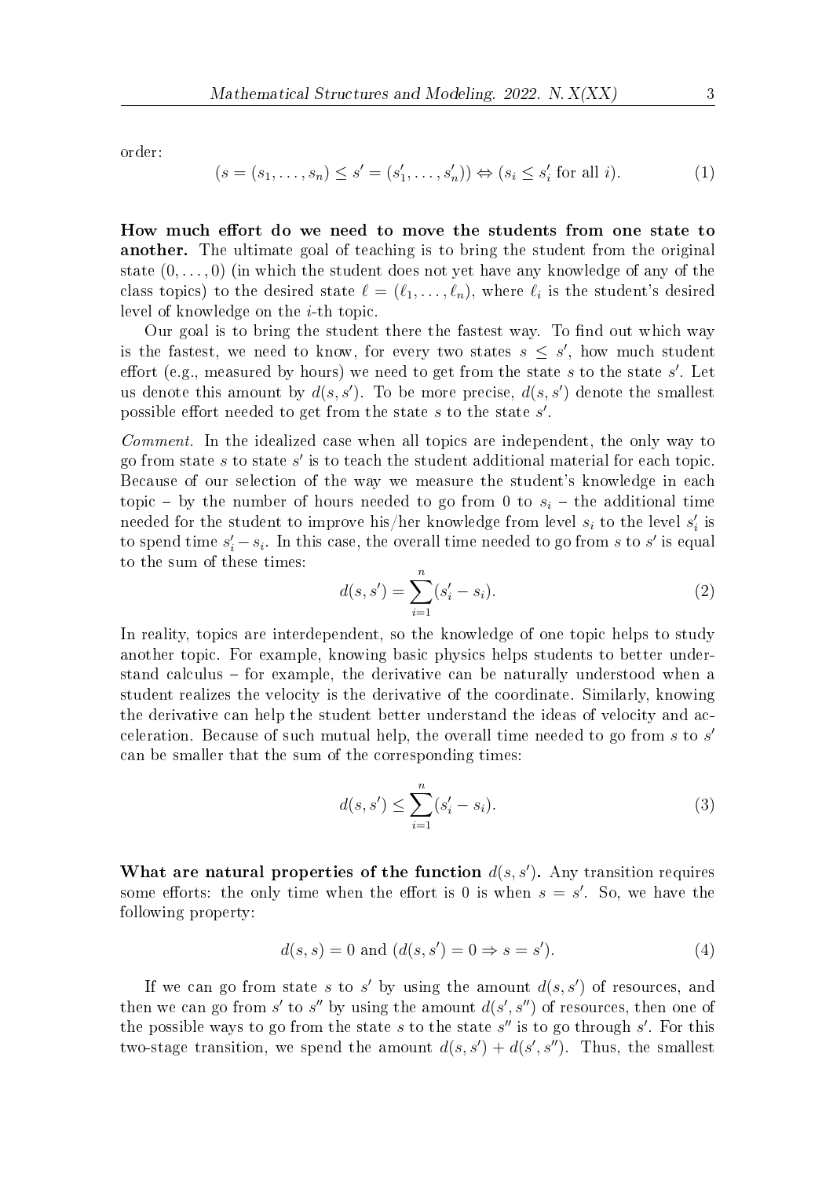order:

$$(s = (s_1, \ldots, s_n) \le s' = (s'_1, \ldots, s'_n)) \Leftrightarrow (s_i \le s'_i \text{ for all } i). \tag{1}$$

**How much effort do we need to move the students from one state to another.** The ultimate goal of teaching is to bring the student from the original state $(0, \ldots, 0)$ (in which the student does not yet have any knowledge of any of the class topics) to the desired state $\ell = (\ell_1, \ldots, \ell_n)$, where $\ell_i$ is the student's desired level of knowledge on the $i$-th topic.

Our goal is to bring the student there the fastest way. To find out which way is the fastest, we need to know, for every two states $s \le s'$, how much student effort (e.g., measured by hours) we need to get from the state $s$ to the state $s'$. Let us denote this amount by $d(s, s')$. To be more precise, $d(s, s')$ denote the smallest possible effort needed to get from the state $s$ to the state $s'$.

*Comment.* In the idealized case when all topics are independent, the only way to go from state $s$ to state $s'$ is to teach the student additional material for each topic. Because of our selection of the way we measure the student's knowledge in each topic – by the number of hours needed to go from 0 to $s_i$ – the additional time needed for the student to improve his/her knowledge from level $s_i$ to the level $s'_i$ is to spend time $s'_i - s_i$. In this case, the overall time needed to go from $s$ to $s'$ is equal to the sum of these times:

$$d(s, s') = \sum_{i=1}^{n} (s'_i - s_i). \tag{2}$$

In reality, topics are interdependent, so the knowledge of one topic helps to study another topic. For example, knowing basic physics helps students to better understand calculus – for example, the derivative can be naturally understood when a student realizes the velocity is the derivative of the coordinate. Similarly, knowing the derivative can help the student better understand the ideas of velocity and acceleration. Because of such mutual help, the overall time needed to go from $s$ to $s'$ can be smaller that the sum of the corresponding times:

$$d(s, s') \le \sum_{i=1}^{n} (s'_i - s_i). \tag{3}$$

**What are natural properties of the function $d(s, s')$.** Any transition requires some efforts: the only time when the effort is 0 is when $s = s'$. So, we have the following property:

$$d(s, s) = 0 \text{ and } (d(s, s') = 0 \Rightarrow s = s'). \tag{4}$$

If we can go from state $s$ to $s'$ by using the amount $d(s, s')$ of resources, and then we can go from $s'$ to $s''$ by using the amount $d(s', s'')$ of resources, then one of the possible ways to go from the state $s$ to the state $s''$ is to go through $s'$. For this two-stage transition, we spend the amount $d(s, s') + d(s', s'')$. Thus, the smallest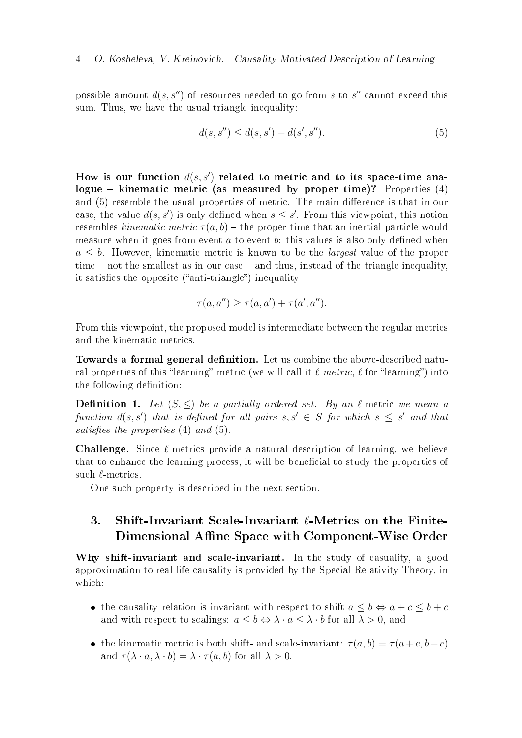possible amount $d(s, s'')$ of resources needed to go from $s$ to $s''$ cannot exceed this sum. Thus, we have the usual triangle inequality:

$$d(s, s'') \leq d(s, s') + d(s', s''). \tag{5}$$

**How is our function $d(s, s')$ related to metric and to its space-time analogue – kinematic metric (as measured by proper time)?** Properties (4) and (5) resemble the usual properties of metric. The main difference is that in our case, the value $d(s, s')$ is only defined when $s \leq s'$. From this viewpoint, this notion resembles *kinematic metric* $\tau(a, b)$ – the proper time that an inertial particle would measure when it goes from event $a$ to event $b$: this values is also only defined when $a \leq b$. However, kinematic metric is known to be the *largest* value of the proper time – not the smallest as in our case – and thus, instead of the triangle inequality, it satisfies the opposite ("anti-triangle") inequality

$$\tau(a, a'') \geq \tau(a, a') + \tau(a', a'').$$

From this viewpoint, the proposed model is intermediate between the regular metrics and the kinematic metrics.

**Towards a formal general definition.** Let us combine the above-described natural properties of this "learning" metric (we will call it $\ell$-*metric*, $\ell$ for "learning") into the following definition:

**Definition 1.** *Let $(S, \leq)$ be a partially ordered set. By an* $\ell$-metric *we mean a function $d(s, s')$ that is defined for all pairs $s, s' \in S$ for which $s \leq s'$ and that satisfies the properties* (4) *and* (5).

**Challenge.** Since $\ell$-metrics provide a natural description of learning, we believe that to enhance the learning process, it will be beneficial to study the properties of such $\ell$-metrics.

One such property is described in the next section.

## 3. Shift-Invariant Scale-Invariant $\ell$-Metrics on the Finite-Dimensional Affine Space with Component-Wise Order

**Why shift-invariant and scale-invariant.** In the study of casuality, a good approximation to real-life causality is provided by the Special Relativity Theory, in which:

- the causality relation is invariant with respect to shift $a \leq b \Leftrightarrow a + c \leq b + c$ and with respect to scalings: $a \leq b \Leftrightarrow \lambda \cdot a \leq \lambda \cdot b$ for all $\lambda > 0$, and
- the kinematic metric is both shift- and scale-invariant: $\tau(a, b) = \tau(a + c, b + c)$ and $\tau(\lambda \cdot a, \lambda \cdot b) = \lambda \cdot \tau(a, b)$ for all $\lambda > 0$.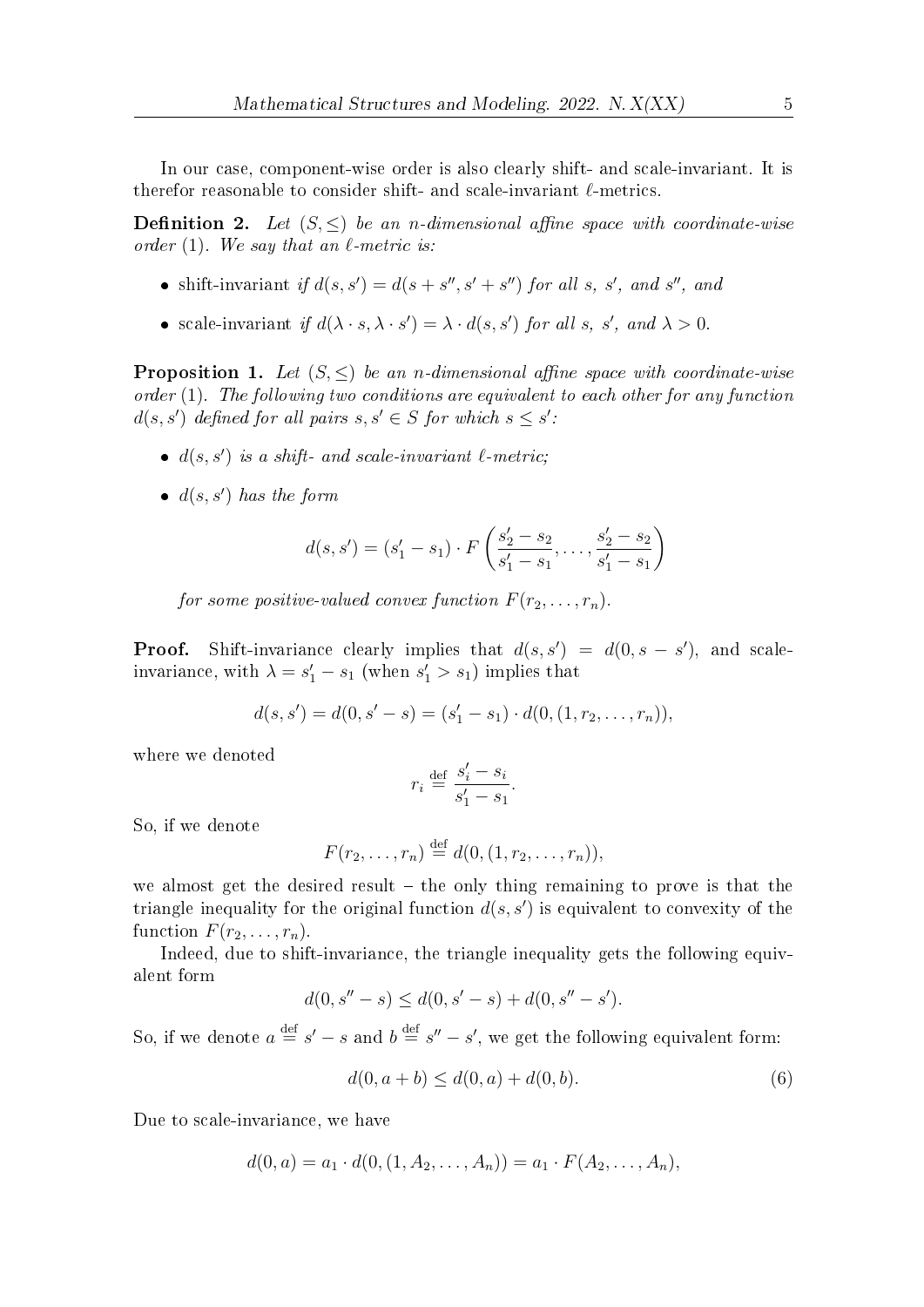In our case, component-wise order is also clearly shift- and scale-invariant. It is therefor reasonable to consider shift- and scale-invariant $\ell$-metrics.

**Definition 2.** *Let $(S, \leq)$ be an $n$-dimensional affine space with coordinate-wise order (1). We say that an $\ell$-metric is:*

- shift-invariant *if $d(s, s') = d(s + s'', s' + s'')$ for all $s$, $s'$, and $s''$, and*
- scale-invariant *if $d(\lambda \cdot s, \lambda \cdot s') = \lambda \cdot d(s, s')$ for all $s$, $s'$, and $\lambda > 0$.*

**Proposition 1.** *Let $(S, \leq)$ be an $n$-dimensional affine space with coordinate-wise order (1). The following two conditions are equivalent to each other for any function $d(s, s')$ defined for all pairs $s, s' \in S$ for which $s \leq s'$:*

- *$d(s, s')$ is a shift- and scale-invariant $\ell$-metric;*
- *$d(s, s')$ has the form*

$$d(s, s') = (s'_1 - s_1) \cdot F\left(\frac{s'_2 - s_2}{s'_1 - s_1}, \ldots, \frac{s'_2 - s_2}{s'_1 - s_1}\right)$$

*for some positive-valued convex function $F(r_2, \ldots, r_n)$.*

**Proof.** Shift-invariance clearly implies that $d(s, s') = d(0, s - s')$, and scale-invariance, with $\lambda = s'_1 - s_1$ (when $s'_1 > s_1$) implies that

$$d(s, s') = d(0, s' - s) = (s'_1 - s_1) \cdot d(0, (1, r_2, \ldots, r_n)),$$

where we denoted

$$r_i \stackrel{\text{def}}{=} \frac{s'_i - s_i}{s'_1 - s_1}.$$

So, if we denote

$$F(r_2, \ldots, r_n) \stackrel{\text{def}}{=} d(0, (1, r_2, \ldots, r_n)),$$

we almost get the desired result – the only thing remaining to prove is that the triangle inequality for the original function $d(s, s')$ is equivalent to convexity of the function $F(r_2, \ldots, r_n)$.

Indeed, due to shift-invariance, the triangle inequality gets the following equivalent form

$$d(0, s'' - s) \leq d(0, s' - s) + d(0, s'' - s').$$

So, if we denote $a \stackrel{\text{def}}{=} s' - s$ and $b \stackrel{\text{def}}{=} s'' - s'$, we get the following equivalent form:

$$d(0, a + b) \leq d(0, a) + d(0, b). \tag{6}$$

Due to scale-invariance, we have

$$d(0, a) = a_1 \cdot d(0, (1, A_2, \ldots, A_n)) = a_1 \cdot F(A_2, \ldots, A_n),$$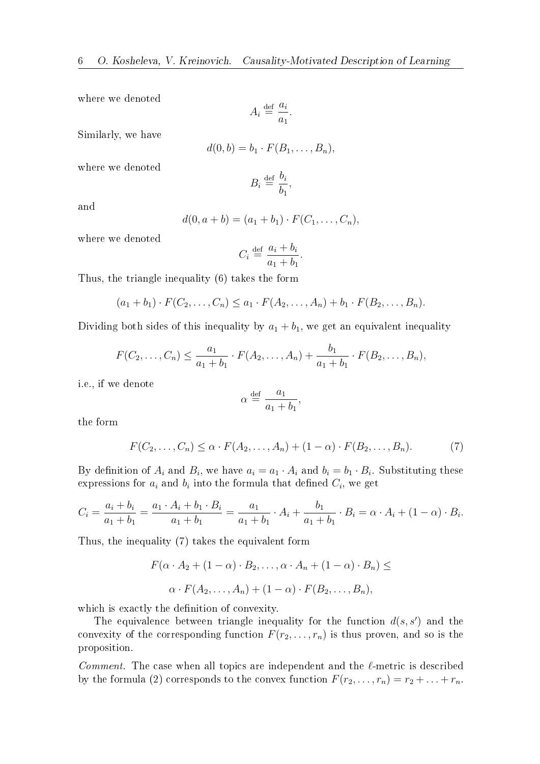where we denoted

$$A_i \stackrel{\text{def}}{=} \frac{a_i}{a_1}.$$

Similarly, we have

$$d(0, b) = b_1 \cdot F(B_1, \ldots, B_n),$$

where we denoted

$$B_i \stackrel{\text{def}}{=} \frac{b_i}{b_1},$$

and

$$d(0, a + b) = (a_1 + b_1) \cdot F(C_1, \ldots, C_n),$$

where we denoted

$$C_i \stackrel{\text{def}}{=} \frac{a_i + b_i}{a_1 + b_1}.$$

Thus, the triangle inequality (6) takes the form

$$(a_1 + b_1) \cdot F(C_2, \ldots, C_n) \le a_1 \cdot F(A_2, \ldots, A_n) + b_1 \cdot F(B_2, \ldots, B_n).$$

Dividing both sides of this inequality by $a_1 + b_1$, we get an equivalent inequality

$$F(C_2, \ldots, C_n) \le \frac{a_1}{a_1 + b_1} \cdot F(A_2, \ldots, A_n) + \frac{b_1}{a_1 + b_1} \cdot F(B_2, \ldots, B_n),$$

i.e., if we denote

$$\alpha \stackrel{\text{def}}{=} \frac{a_1}{a_1 + b_1},$$

the form

$$F(C_2, \ldots, C_n) \le \alpha \cdot F(A_2, \ldots, A_n) + (1 - \alpha) \cdot F(B_2, \ldots, B_n). \tag{7}$$

By definition of $A_i$ and $B_i$, we have $a_i = a_1 \cdot A_i$ and $b_i = b_1 \cdot B_i$. Substituting these expressions for $a_i$ and $b_i$ into the formula that defined $C_i$, we get

$$C_i = \frac{a_i + b_i}{a_1 + b_1} = \frac{a_1 \cdot A_i + b_1 \cdot B_i}{a_1 + b_1} = \frac{a_1}{a_1 + b_1} \cdot A_i + \frac{b_1}{a_1 + b_1} \cdot B_i = \alpha \cdot A_i + (1 - \alpha) \cdot B_i.$$

Thus, the inequality (7) takes the equivalent form

$$F(\alpha \cdot A_2 + (1 - \alpha) \cdot B_2, \ldots, \alpha \cdot A_n + (1 - \alpha) \cdot B_n) \le$$

$$\alpha \cdot F(A_2, \ldots, A_n) + (1 - \alpha) \cdot F(B_2, \ldots, B_n),$$

which is exactly the definition of convexity.

The equivalence between triangle inequality for the function $d(s, s')$ and the convexity of the corresponding function $F(r_2, \ldots, r_n)$ is thus proven, and so is the proposition.

*Comment.* The case when all topics are independent and the $\ell$-metric is described by the formula (2) corresponds to the convex function $F(r_2, \ldots, r_n) = r_2 + \ldots + r_n$.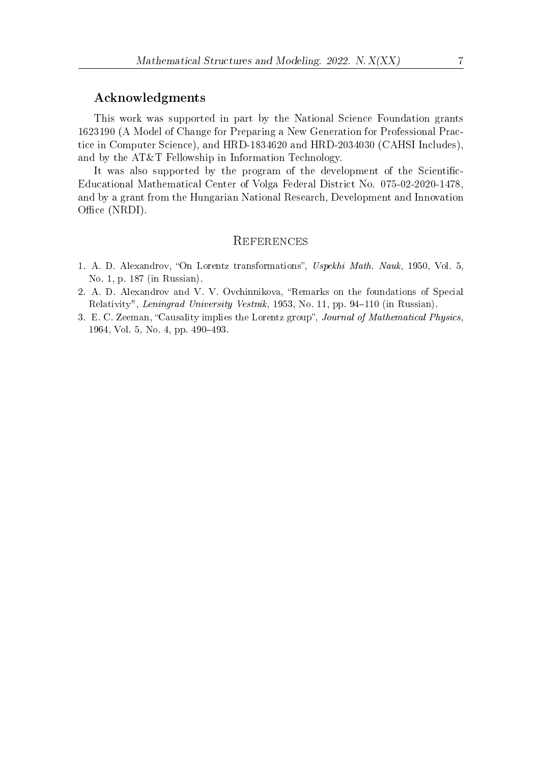## Acknowledgments

This work was supported in part by the National Science Foundation grants 1623190 (A Model of Change for Preparing a New Generation for Professional Practice in Computer Science), and HRD-1834620 and HRD-2034030 (CAHSI Includes), and by the AT&T Fellowship in Information Technology.

It was also supported by the program of the development of the Scientific-Educational Mathematical Center of Volga Federal District No. 075-02-2020-1478, and by a grant from the Hungarian National Research, Development and Innovation Office (NRDI).

## References

1. A. D. Alexandrov, "On Lorentz transformations", *Uspekhi Math. Nauk*, 1950, Vol. 5, No. 1, p. 187 (in Russian).
2. A. D. Alexandrov and V. V. Ovchinnikova, "Remarks on the foundations of Special Relativity", *Leningrad University Vestnik*, 1953, No. 11, pp. 94–110 (in Russian).
3. E. C. Zeeman, "Causality implies the Lorentz group", *Journal of Mathematical Physics*, 1964, Vol. 5, No. 4, pp. 490–493.